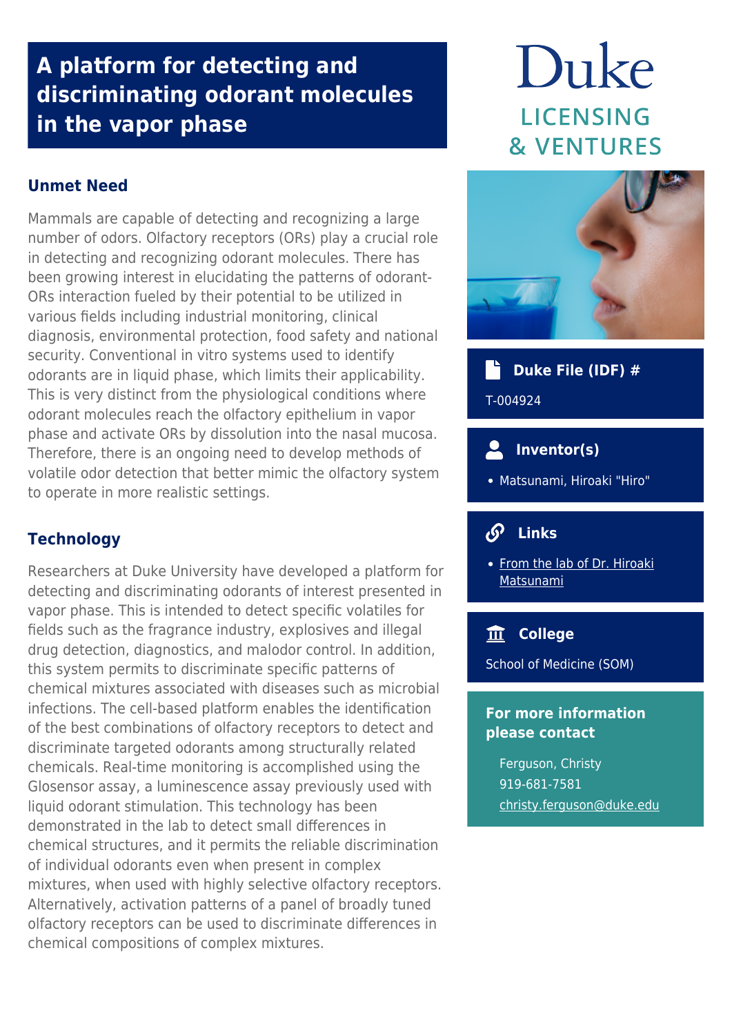# A platform for detecting and discriminating odorant molecules in the vapor phase

Duke

LICENSING & VENTURES

## Unmet Need

Mammals are capable of detecting and recognizing a large number of odors. Olfactory receptors (ORs) play a crucial role in detecting and recognizing odorant molecules. There has been growing interest in elucidating the patterns of odorant-ORs interaction fueled by their potential to be utilized in various fields including industrial monitoring, clinical diagnosis, environmental protection, food safety and national security. Conventional in vitro systems used to identify odorants are in liquid phase, which limits their applicability. This is very distinct from the physiological conditions where odorant molecules reach the olfactory epithelium in vapor phase and activate ORs by dissolution into the nasal mucosa. Therefore, there is an ongoing need to develop methods of volatile odor detection that better mimic the olfactory system to operate in more realistic settings.

## Technology

Researchers at Duke University have developed a platform for detecting and discriminating odorants of interest presented in vapor phase. This is intended to detect specific volatiles for fields such as the fragrance industry, explosives and illegal drug detection, diagnostics, and malodor control. In addition, this system permits to discriminate specific patterns of chemical mixtures associated with diseases such as microbial infections. The cell-based platform enables the identification of the best combinations of olfactory receptors to detect and discriminate targeted odorants among structurally related chemicals. Real-time monitoring is accomplished using the Glosensor assay, a luminescence assay previously used with liquid odorant stimulation. This technology has been demonstrated in the lab to detect small differences in chemical structures, and it permits the reliable discrimination of individual odorants even when present in complex mixtures, when used with highly selective olfactory receptors. Alternatively, activation patterns of a panel of broadly tuned olfactory receptors can be used to discriminate differences in chemical compositions of complex mixtures.

### Duke File (IDF) #

T-004924

### Inventor(s)

- Matsunami, Hiroaki "Hiro"

### Links

- From the lab of Dr. Hiroaki Matsunami

### College

School of Medicine (SOM)

### For more information please contact

Ferguson, Christy
919-681-7581
christy.ferguson@duke.edu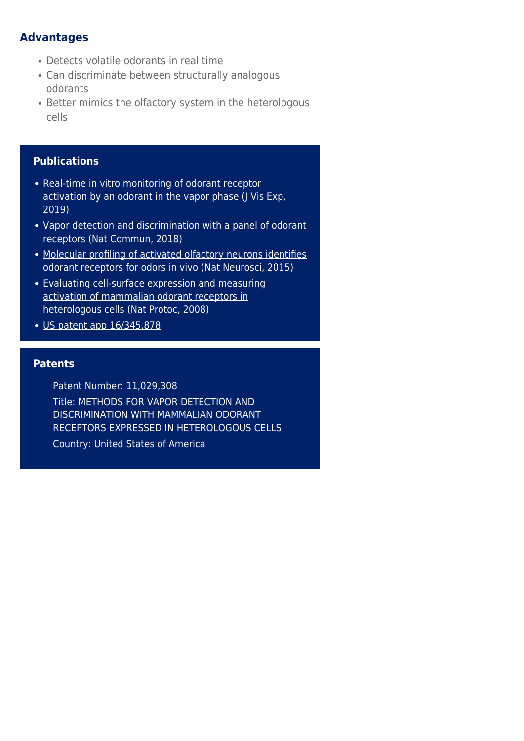## Advantages

- Detects volatile odorants in real time
- Can discriminate between structurally analogous odorants
- Better mimics the olfactory system in the heterologous cells

### Publications

- Real-time in vitro monitoring of odorant receptor activation by an odorant in the vapor phase (J Vis Exp, 2019)
- Vapor detection and discrimination with a panel of odorant receptors (Nat Commun, 2018)
- Molecular profiling of activated olfactory neurons identifies odorant receptors for odors in vivo (Nat Neurosci, 2015)
- Evaluating cell-surface expression and measuring activation of mammalian odorant receptors in heterologous cells (Nat Protoc, 2008)
- US patent app 16/345,878

### Patents

Patent Number: 11,029,308

Title: METHODS FOR VAPOR DETECTION AND DISCRIMINATION WITH MAMMALIAN ODORANT RECEPTORS EXPRESSED IN HETEROLOGOUS CELLS

Country: United States of America